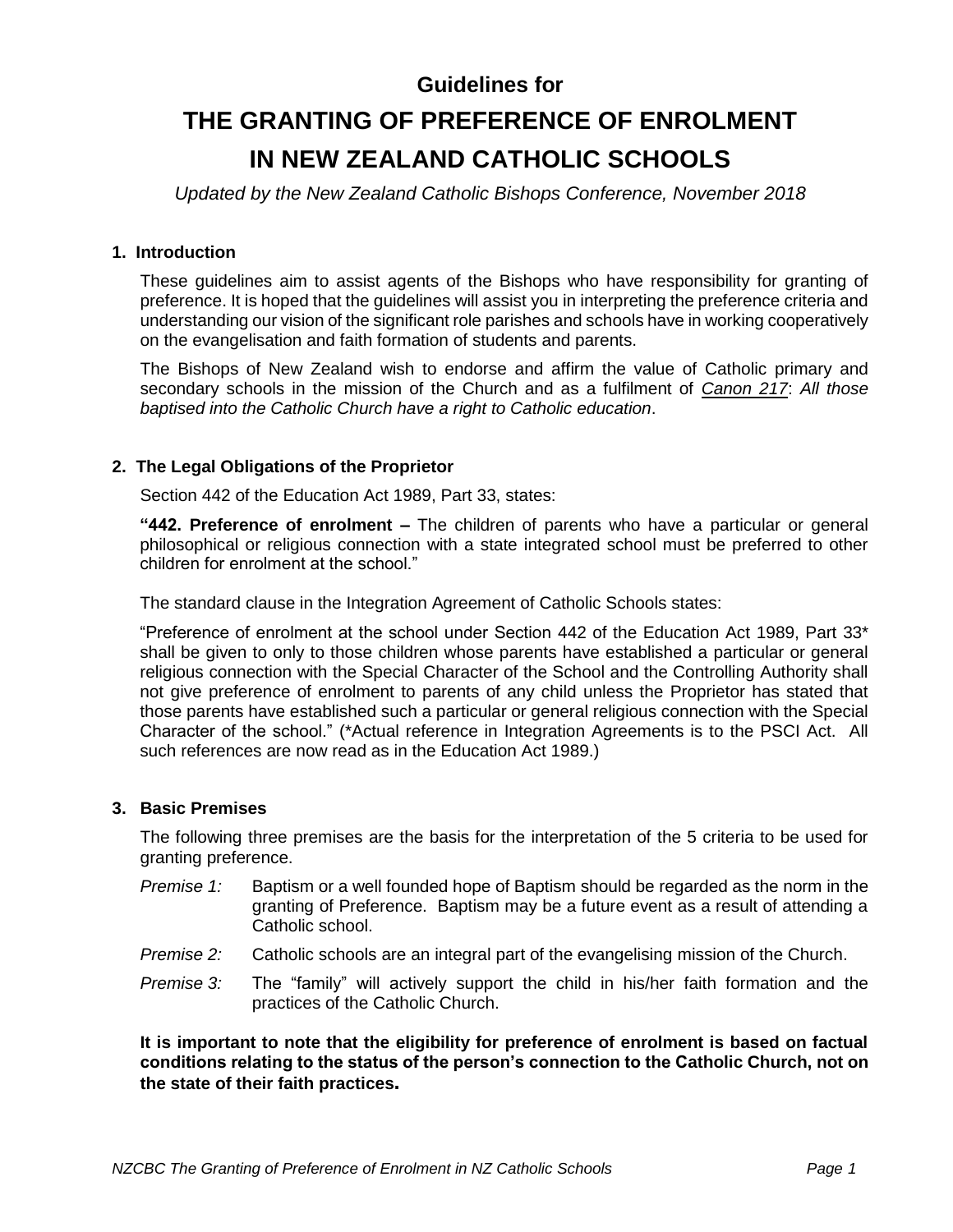**Guidelines for**

# THE GRANTING OF PREFERENCE OF ENROLMENT IN NEW ZEALAND CATHOLIC SCHOOLS

*Updated by the New Zealand Catholic Bishops Conference, November 2018*

## 1. Introduction

These guidelines aim to assist agents of the Bishops who have responsibility for granting of preference. It is hoped that the guidelines will assist you in interpreting the preference criteria and understanding our vision of the significant role parishes and schools have in working cooperatively on the evangelisation and faith formation of students and parents.

The Bishops of New Zealand wish to endorse and affirm the value of Catholic primary and secondary schools in the mission of the Church and as a fulfilment of *Canon 217*: *All those baptised into the Catholic Church have a right to Catholic education*.

## 2. The Legal Obligations of the Proprietor

Section 442 of the Education Act 1989, Part 33, states:

**"442. Preference of enrolment –** The children of parents who have a particular or general philosophical or religious connection with a state integrated school must be preferred to other children for enrolment at the school."

The standard clause in the Integration Agreement of Catholic Schools states:

"Preference of enrolment at the school under Section 442 of the Education Act 1989, Part 33* shall be given to only to those children whose parents have established a particular or general religious connection with the Special Character of the School and the Controlling Authority shall not give preference of enrolment to parents of any child unless the Proprietor has stated that those parents have established such a particular or general religious connection with the Special Character of the school." (*Actual reference in Integration Agreements is to the PSCI Act. All such references are now read as in the Education Act 1989.)

## 3. Basic Premises

The following three premises are the basis for the interpretation of the 5 criteria to be used for granting preference.

*Premise 1:* Baptism or a well founded hope of Baptism should be regarded as the norm in the granting of Preference. Baptism may be a future event as a result of attending a Catholic school.

*Premise 2:* Catholic schools are an integral part of the evangelising mission of the Church.

*Premise 3:* The "family" will actively support the child in his/her faith formation and the practices of the Catholic Church.

**It is important to note that the eligibility for preference of enrolment is based on factual conditions relating to the status of the person's connection to the Catholic Church, not on the state of their faith practices.**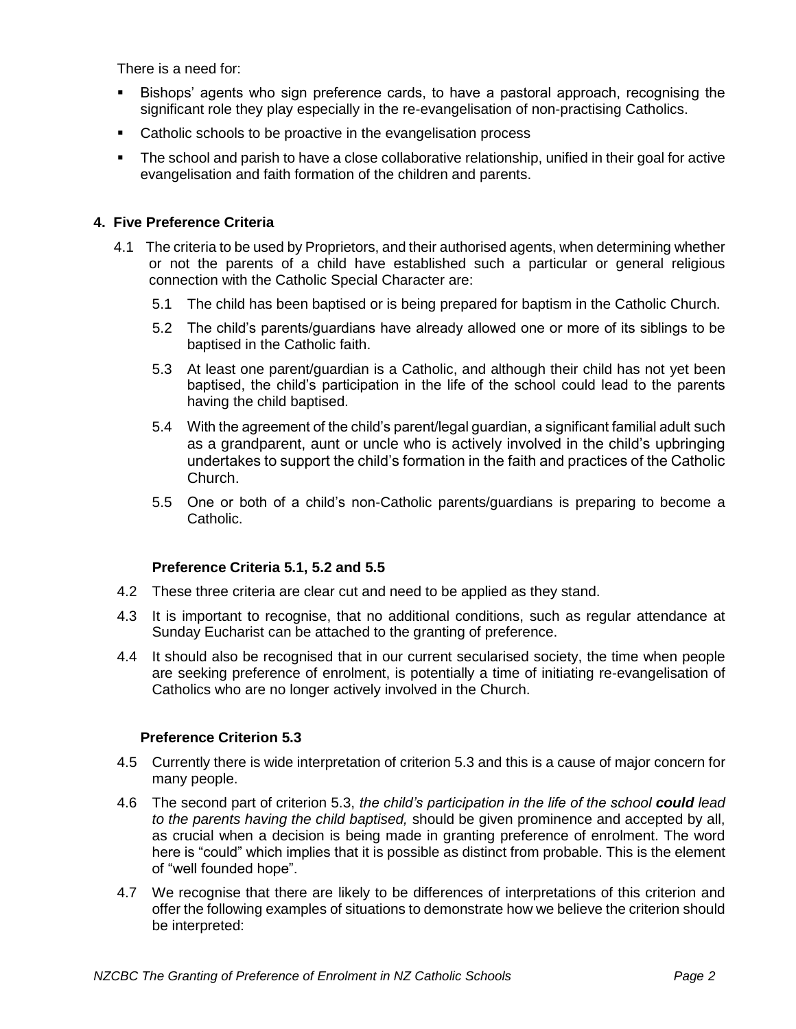There is a need for:

- Bishops' agents who sign preference cards, to have a pastoral approach, recognising the significant role they play especially in the re-evangelisation of non-practising Catholics.
- Catholic schools to be proactive in the evangelisation process
- The school and parish to have a close collaborative relationship, unified in their goal for active evangelisation and faith formation of the children and parents.

## 4. Five Preference Criteria

4.1 The criteria to be used by Proprietors, and their authorised agents, when determining whether or not the parents of a child have established such a particular or general religious connection with the Catholic Special Character are:

5.1 The child has been baptised or is being prepared for baptism in the Catholic Church.

5.2 The child's parents/guardians have already allowed one or more of its siblings to be baptised in the Catholic faith.

5.3 At least one parent/guardian is a Catholic, and although their child has not yet been baptised, the child's participation in the life of the school could lead to the parents having the child baptised.

5.4 With the agreement of the child's parent/legal guardian, a significant familial adult such as a grandparent, aunt or uncle who is actively involved in the child's upbringing undertakes to support the child's formation in the faith and practices of the Catholic Church.

5.5 One or both of a child's non-Catholic parents/guardians is preparing to become a Catholic.

### Preference Criteria 5.1, 5.2 and 5.5

4.2 These three criteria are clear cut and need to be applied as they stand.

4.3 It is important to recognise, that no additional conditions, such as regular attendance at Sunday Eucharist can be attached to the granting of preference.

4.4 It should also be recognised that in our current secularised society, the time when people are seeking preference of enrolment, is potentially a time of initiating re-evangelisation of Catholics who are no longer actively involved in the Church.

### Preference Criterion 5.3

4.5 Currently there is wide interpretation of criterion 5.3 and this is a cause of major concern for many people.

4.6 The second part of criterion 5.3, *the child's participation in the life of the school* ***could*** *lead to the parents having the child baptised,* should be given prominence and accepted by all, as crucial when a decision is being made in granting preference of enrolment. The word here is "could" which implies that it is possible as distinct from probable. This is the element of "well founded hope".

4.7 We recognise that there are likely to be differences of interpretations of this criterion and offer the following examples of situations to demonstrate how we believe the criterion should be interpreted: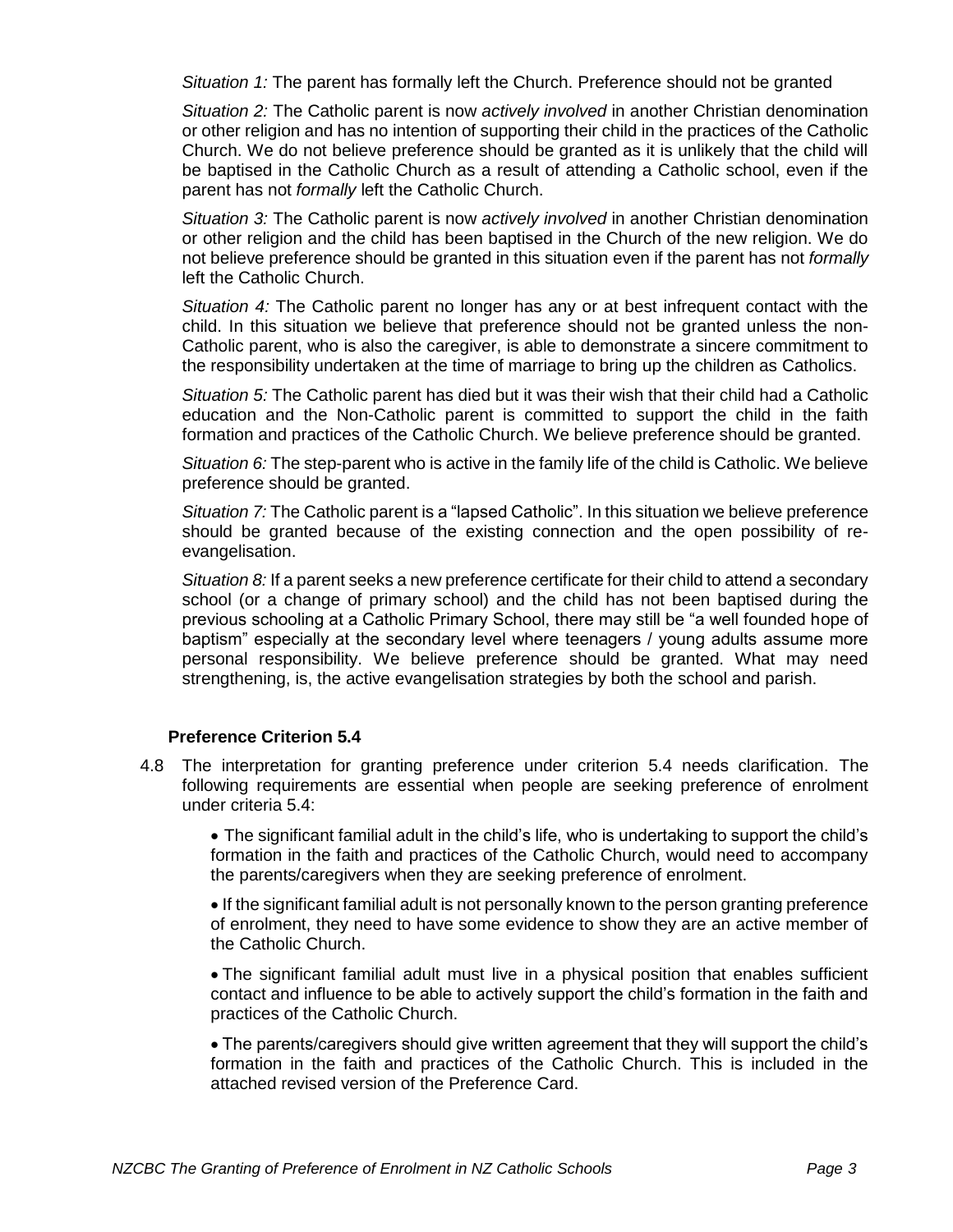*Situation 1:* The parent has formally left the Church. Preference should not be granted

*Situation 2:* The Catholic parent is now *actively involved* in another Christian denomination or other religion and has no intention of supporting their child in the practices of the Catholic Church. We do not believe preference should be granted as it is unlikely that the child will be baptised in the Catholic Church as a result of attending a Catholic school, even if the parent has not *formally* left the Catholic Church.

*Situation 3:* The Catholic parent is now *actively involved* in another Christian denomination or other religion and the child has been baptised in the Church of the new religion. We do not believe preference should be granted in this situation even if the parent has not *formally* left the Catholic Church.

*Situation 4:* The Catholic parent no longer has any or at best infrequent contact with the child. In this situation we believe that preference should not be granted unless the non-Catholic parent, who is also the caregiver, is able to demonstrate a sincere commitment to the responsibility undertaken at the time of marriage to bring up the children as Catholics.

*Situation 5:* The Catholic parent has died but it was their wish that their child had a Catholic education and the Non-Catholic parent is committed to support the child in the faith formation and practices of the Catholic Church. We believe preference should be granted.

*Situation 6:* The step-parent who is active in the family life of the child is Catholic. We believe preference should be granted.

*Situation 7:* The Catholic parent is a "lapsed Catholic". In this situation we believe preference should be granted because of the existing connection and the open possibility of re-evangelisation.

*Situation 8:* If a parent seeks a new preference certificate for their child to attend a secondary school (or a change of primary school) and the child has not been baptised during the previous schooling at a Catholic Primary School, there may still be "a well founded hope of baptism" especially at the secondary level where teenagers / young adults assume more personal responsibility. We believe preference should be granted. What may need strengthening, is, the active evangelisation strategies by both the school and parish.

### Preference Criterion 5.4

4.8 The interpretation for granting preference under criterion 5.4 needs clarification. The following requirements are essential when people are seeking preference of enrolment under criteria 5.4:

- The significant familial adult in the child's life, who is undertaking to support the child's formation in the faith and practices of the Catholic Church, would need to accompany the parents/caregivers when they are seeking preference of enrolment.
- If the significant familial adult is not personally known to the person granting preference of enrolment, they need to have some evidence to show they are an active member of the Catholic Church.
- The significant familial adult must live in a physical position that enables sufficient contact and influence to be able to actively support the child's formation in the faith and practices of the Catholic Church.
- The parents/caregivers should give written agreement that they will support the child's formation in the faith and practices of the Catholic Church. This is included in the attached revised version of the Preference Card.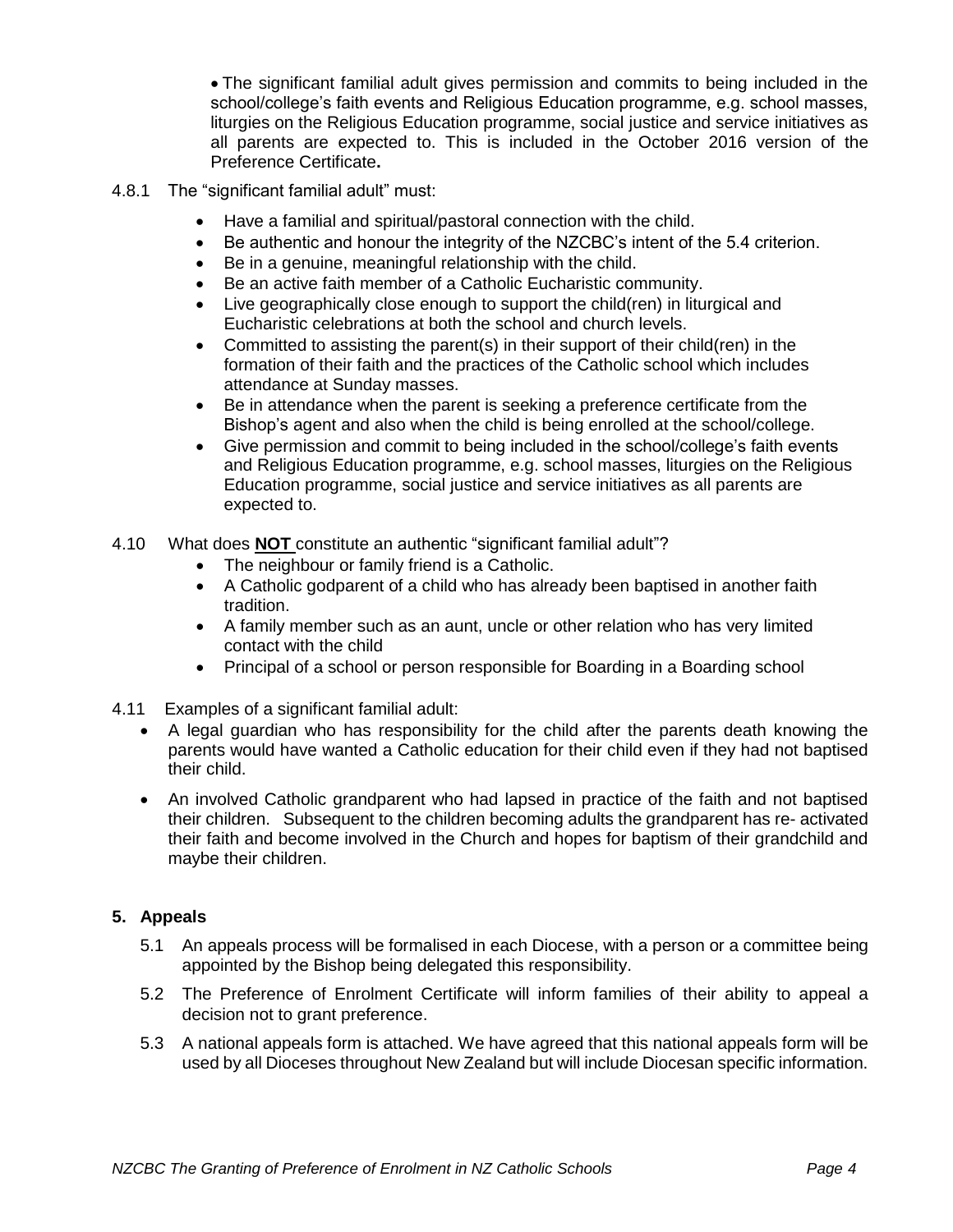- The significant familial adult gives permission and commits to being included in the school/college's faith events and Religious Education programme, e.g. school masses, liturgies on the Religious Education programme, social justice and service initiatives as all parents are expected to. This is included in the October 2016 version of the Preference Certificate**.**

4.8.1 The "significant familial adult" must:

- Have a familial and spiritual/pastoral connection with the child.
- Be authentic and honour the integrity of the NZCBC's intent of the 5.4 criterion.
- Be in a genuine, meaningful relationship with the child.
- Be an active faith member of a Catholic Eucharistic community.
- Live geographically close enough to support the child(ren) in liturgical and Eucharistic celebrations at both the school and church levels.
- Committed to assisting the parent(s) in their support of their child(ren) in the formation of their faith and the practices of the Catholic school which includes attendance at Sunday masses.
- Be in attendance when the parent is seeking a preference certificate from the Bishop's agent and also when the child is being enrolled at the school/college.
- Give permission and commit to being included in the school/college's faith events and Religious Education programme, e.g. school masses, liturgies on the Religious Education programme, social justice and service initiatives as all parents are expected to.

4.10 What does **NOT** constitute an authentic "significant familial adult"?

- The neighbour or family friend is a Catholic.
- A Catholic godparent of a child who has already been baptised in another faith tradition.
- A family member such as an aunt, uncle or other relation who has very limited contact with the child
- Principal of a school or person responsible for Boarding in a Boarding school

4.11 Examples of a significant familial adult:

- A legal guardian who has responsibility for the child after the parents death knowing the parents would have wanted a Catholic education for their child even if they had not baptised their child.
- An involved Catholic grandparent who had lapsed in practice of the faith and not baptised their children. Subsequent to the children becoming adults the grandparent has re- activated their faith and become involved in the Church and hopes for baptism of their grandchild and maybe their children.

## 5. Appeals

5.1 An appeals process will be formalised in each Diocese, with a person or a committee being appointed by the Bishop being delegated this responsibility.

5.2 The Preference of Enrolment Certificate will inform families of their ability to appeal a decision not to grant preference.

5.3 A national appeals form is attached. We have agreed that this national appeals form will be used by all Dioceses throughout New Zealand but will include Diocesan specific information.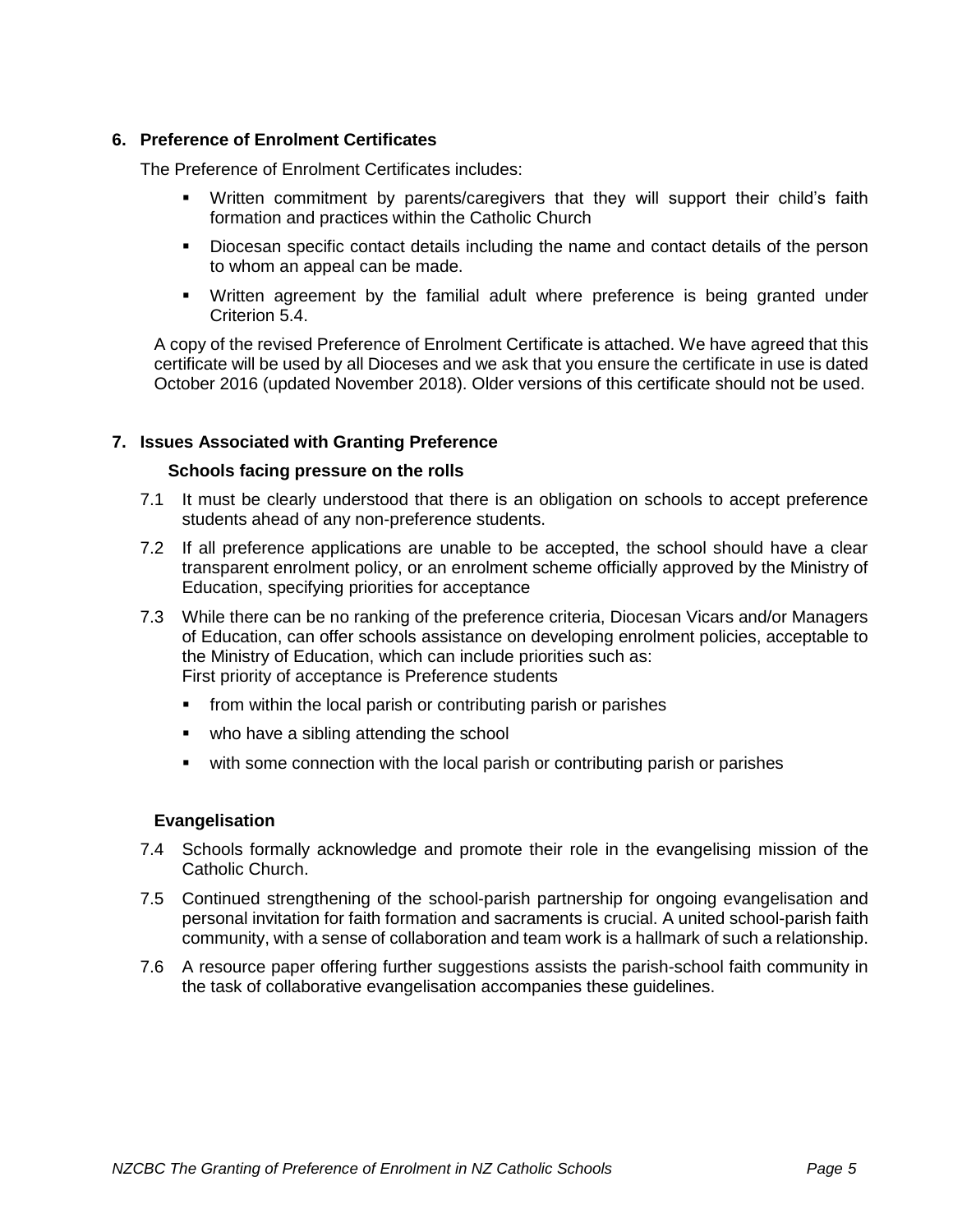## 6. Preference of Enrolment Certificates

The Preference of Enrolment Certificates includes:

- Written commitment by parents/caregivers that they will support their child's faith formation and practices within the Catholic Church
- Diocesan specific contact details including the name and contact details of the person to whom an appeal can be made.
- Written agreement by the familial adult where preference is being granted under Criterion 5.4.

A copy of the revised Preference of Enrolment Certificate is attached. We have agreed that this certificate will be used by all Dioceses and we ask that you ensure the certificate in use is dated October 2016 (updated November 2018). Older versions of this certificate should not be used.

## 7. Issues Associated with Granting Preference

### Schools facing pressure on the rolls

7.1 It must be clearly understood that there is an obligation on schools to accept preference students ahead of any non-preference students.

7.2 If all preference applications are unable to be accepted, the school should have a clear transparent enrolment policy, or an enrolment scheme officially approved by the Ministry of Education, specifying priorities for acceptance

7.3 While there can be no ranking of the preference criteria, Diocesan Vicars and/or Managers of Education, can offer schools assistance on developing enrolment policies, acceptable to the Ministry of Education, which can include priorities such as:
First priority of acceptance is Preference students

- from within the local parish or contributing parish or parishes
- who have a sibling attending the school
- with some connection with the local parish or contributing parish or parishes

### Evangelisation

7.4 Schools formally acknowledge and promote their role in the evangelising mission of the Catholic Church.

7.5 Continued strengthening of the school-parish partnership for ongoing evangelisation and personal invitation for faith formation and sacraments is crucial. A united school-parish faith community, with a sense of collaboration and team work is a hallmark of such a relationship.

7.6 A resource paper offering further suggestions assists the parish-school faith community in the task of collaborative evangelisation accompanies these guidelines.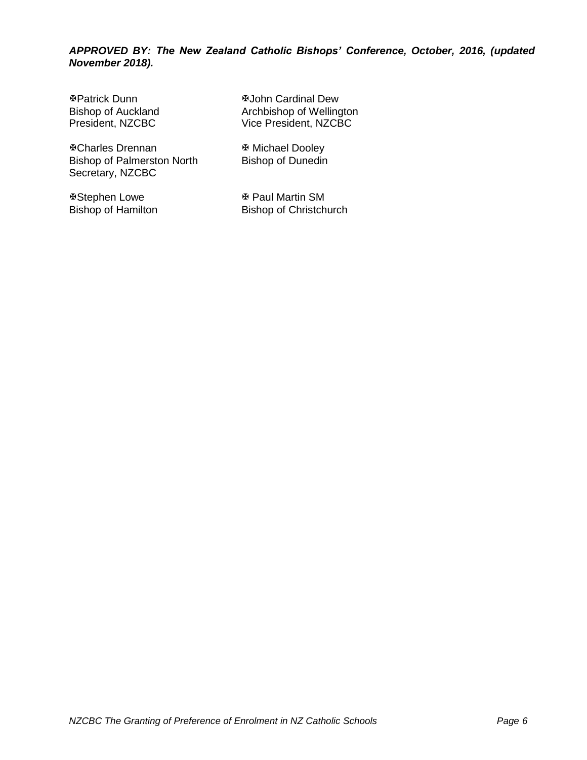***APPROVED BY: The New Zealand Catholic Bishops' Conference, October, 2016, (updated November 2018).***

✠Patrick Dunn
Bishop of Auckland
President, NZCBC

✠John Cardinal Dew
Archbishop of Wellington
Vice President, NZCBC

✠Charles Drennan
Bishop of Palmerston North
Secretary, NZCBC

✠ Michael Dooley
Bishop of Dunedin

✠Stephen Lowe
Bishop of Hamilton

✠ Paul Martin SM
Bishop of Christchurch